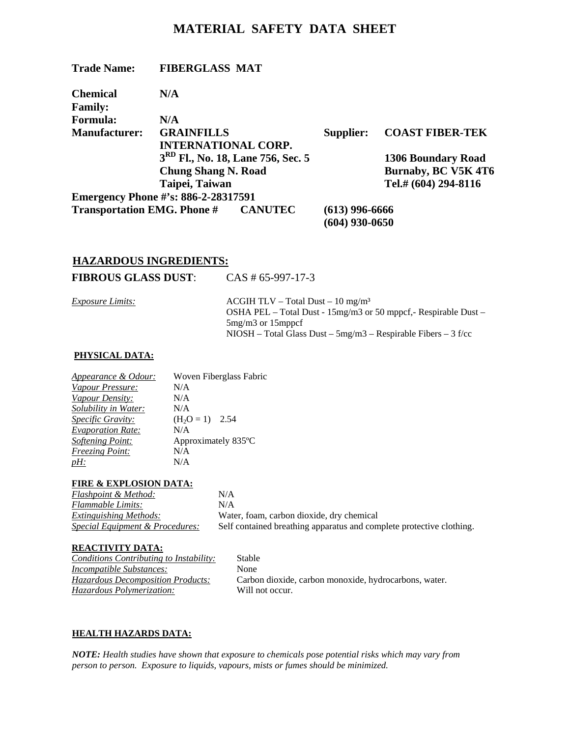# MATERIAL SAFETY DATA SHEET

**Trade Name:** **FIBERGLASS MAT**

**Chemical Family:** **N/A**

**Formula:** **N/A**

**Manufacturer:** **GRAINFILLS INTERNATIONAL CORP.**
**3RD Fl., No. 18, Lane 756, Sec. 5**
**Chung Shang N. Road**
**Taipei, Taiwan**

**Supplier:** **COAST FIBER-TEK**
**1306 Boundary Road**
**Burnaby, BC V5K 4T6**
**Tel.# (604) 294-8116**

**Emergency Phone #'s: 886-2-28317591**

**Transportation EMG. Phone #** **CANUTEC** **(613) 996-6666**
**(604) 930-0650**

## HAZARDOUS INGREDIENTS:

**FIBROUS GLASS DUST**: CAS # 65-997-17-3

*Exposure Limits:*
ACGIH TLV – Total Dust – 10 mg/m³
OSHA PEL – Total Dust - 15mg/m3 or 50 mppcf,- Respirable Dust – 5mg/m3 or 15mppcf
NIOSH – Total Glass Dust – 5mg/m3 – Respirable Fibers – 3 f/cc

### PHYSICAL DATA:

| | |
|---|---|
| *Appearance & Odour:* | Woven Fiberglass Fabric |
| *Vapour Pressure:* | N/A |
| *Vapour Density:* | N/A |
| *Solubility in Water:* | N/A |
| *Specific Gravity:* | ($H_2O$ = 1) 2.54 |
| *Evaporation Rate:* | N/A |
| *Softening Point:* | Approximately 835ºC |
| *Freezing Point:* | N/A |
| *pH:* | N/A |

### FIRE & EXPLOSION DATA:

| | |
|---|---|
| *Flashpoint & Method:* | N/A |
| *Flammable Limits:* | N/A |
| *Extinguishing Methods:* | Water, foam, carbon dioxide, dry chemical |
| *Special Equipment & Procedures:* | Self contained breathing apparatus and complete protective clothing. |

### REACTIVITY DATA:

| | |
|---|---|
| *Conditions Contributing to Instability:* | Stable |
| *Incompatible Substances:* | None |
| *Hazardous Decomposition Products:* | Carbon dioxide, carbon monoxide, hydrocarbons, water. |
| *Hazardous Polymerization:* | Will not occur. |

### HEALTH HAZARDS DATA:

***NOTE:** Health studies have shown that exposure to chemicals pose potential risks which may vary from person to person. Exposure to liquids, vapours, mists or fumes should be minimized.*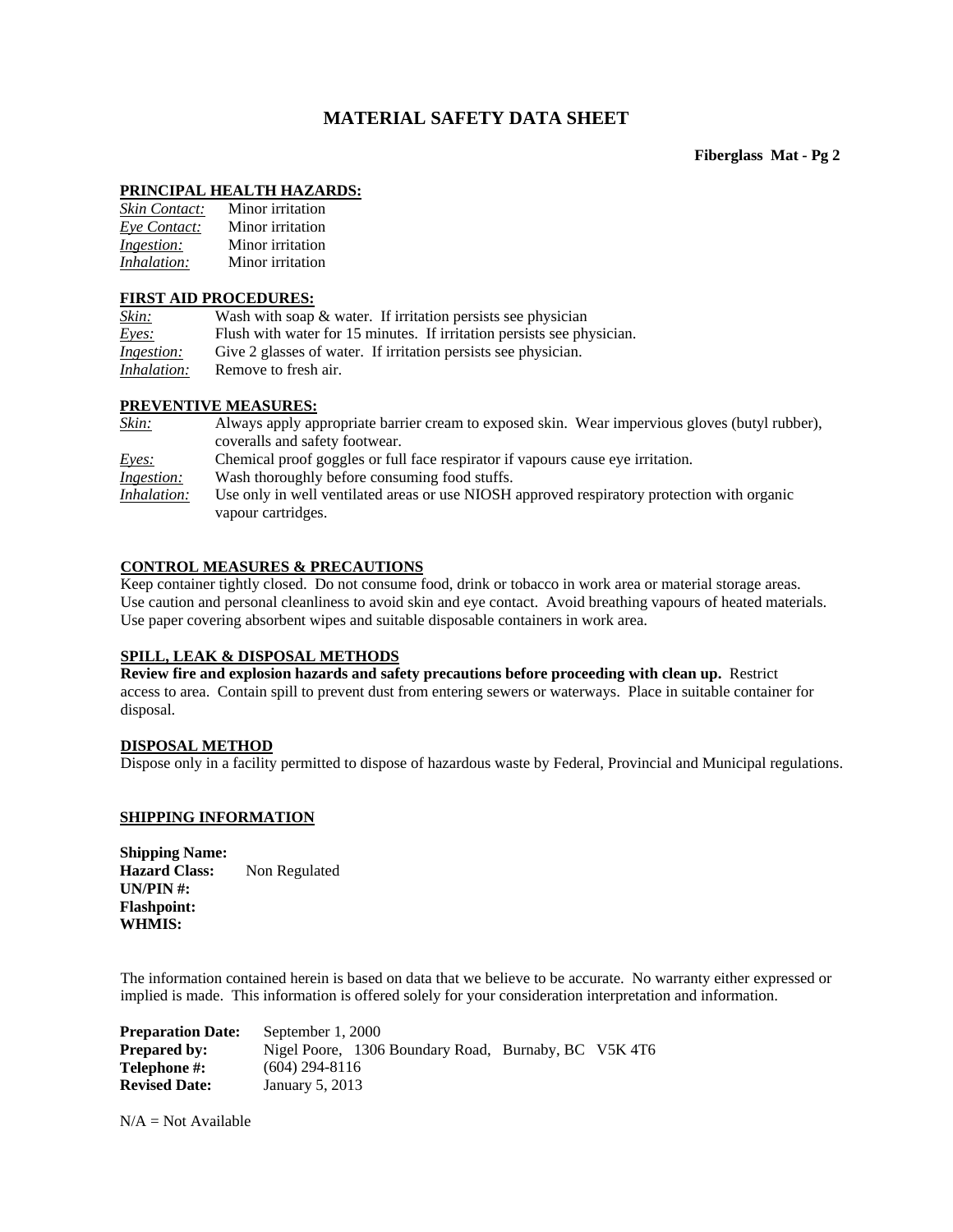# MATERIAL SAFETY DATA SHEET

**Fiberglass Mat - Pg 2**

## PRINCIPAL HEALTH HAZARDS:

| | |
|---|---|
| *Skin Contact:* | Minor irritation |
| *Eye Contact:* | Minor irritation |
| *Ingestion:* | Minor irritation |
| *Inhalation:* | Minor irritation |

## FIRST AID PROCEDURES:

| | |
|---|---|
| *Skin:* | Wash with soap & water. If irritation persists see physician |
| *Eyes:* | Flush with water for 15 minutes. If irritation persists see physician. |
| *Ingestion:* | Give 2 glasses of water. If irritation persists see physician. |
| *Inhalation:* | Remove to fresh air. |

## PREVENTIVE MEASURES:

| | |
|---|---|
| *Skin:* | Always apply appropriate barrier cream to exposed skin. Wear impervious gloves (butyl rubber), coveralls and safety footwear. |
| *Eyes:* | Chemical proof goggles or full face respirator if vapours cause eye irritation. |
| *Ingestion:* | Wash thoroughly before consuming food stuffs. |
| *Inhalation:* | Use only in well ventilated areas or use NIOSH approved respiratory protection with organic vapour cartridges. |

## CONTROL MEASURES & PRECAUTIONS

Keep container tightly closed. Do not consume food, drink or tobacco in work area or material storage areas. Use caution and personal cleanliness to avoid skin and eye contact. Avoid breathing vapours of heated materials. Use paper covering absorbent wipes and suitable disposable containers in work area.

## SPILL, LEAK & DISPOSAL METHODS

**Review fire and explosion hazards and safety precautions before proceeding with clean up.** Restrict access to area. Contain spill to prevent dust from entering sewers or waterways. Place in suitable container for disposal.

## DISPOSAL METHOD

Dispose only in a facility permitted to dispose of hazardous waste by Federal, Provincial and Municipal regulations.

## SHIPPING INFORMATION

**Shipping Name:**
**Hazard Class:** Non Regulated
**UN/PIN #:**
**Flashpoint:**
**WHMIS:**

The information contained herein is based on data that we believe to be accurate. No warranty either expressed or implied is made. This information is offered solely for your consideration interpretation and information.

| | |
|---|---|
| **Preparation Date:** | September 1, 2000 |
| **Prepared by:** | Nigel Poore, 1306 Boundary Road, Burnaby, BC V5K 4T6 |
| **Telephone #:** | (604) 294-8116 |
| **Revised Date:** | January 5, 2013 |

N/A = Not Available